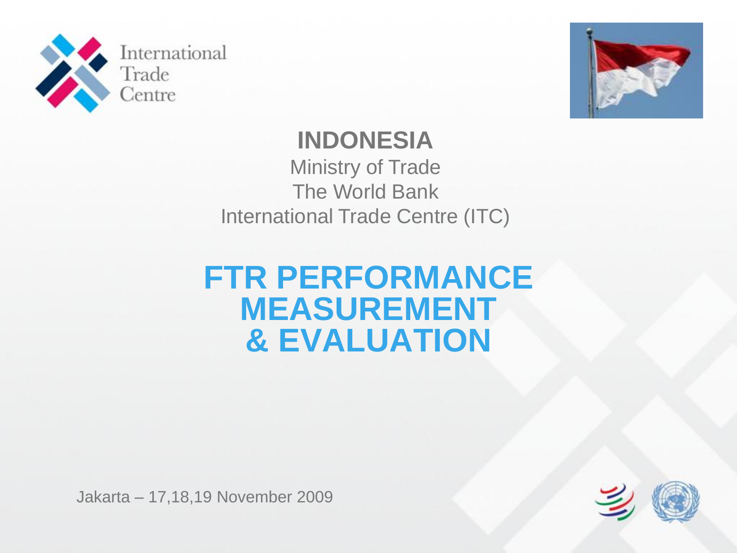International Trade Centre

# INDONESIA

Ministry of Trade
The World Bank
International Trade Centre (ITC)

# FTR PERFORMANCE MEASUREMENT & EVALUATION

Jakarta – 17,18,19 November 2009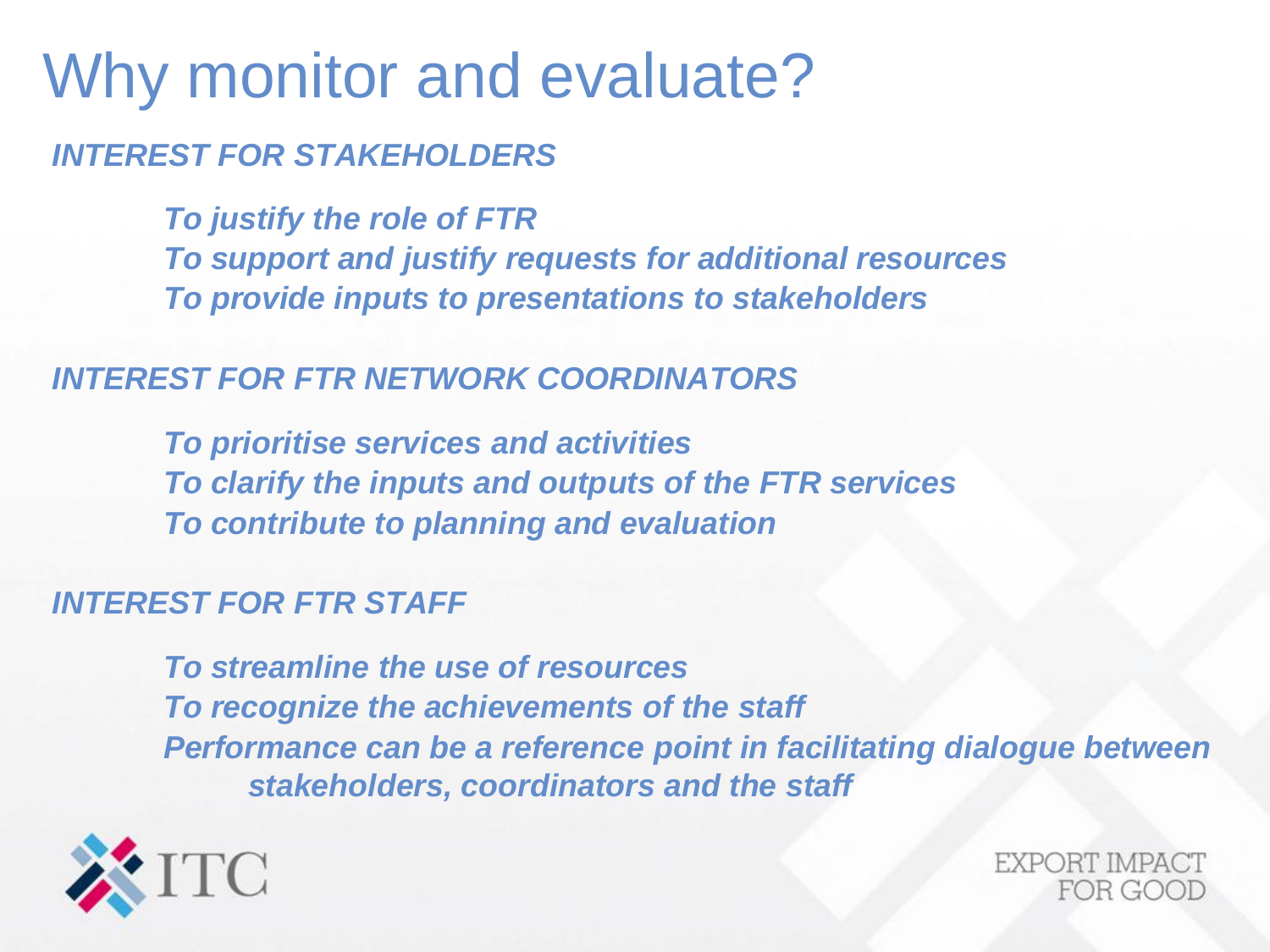# Why monitor and evaluate?

***INTEREST FOR STAKEHOLDERS***

- ***To justify the role of FTR***
- ***To support and justify requests for additional resources***
- ***To provide inputs to presentations to stakeholders***

***INTEREST FOR FTR NETWORK COORDINATORS***

- ***To prioritise services and activities***
- ***To clarify the inputs and outputs of the FTR services***
- ***To contribute to planning and evaluation***

***INTEREST FOR FTR STAFF***

- ***To streamline the use of resources***
- ***To recognize the achievements of the staff***
- ***Performance can be a reference point in facilitating dialogue between stakeholders, coordinators and the staff***

ITC

EXPORT IMPACT FOR GOOD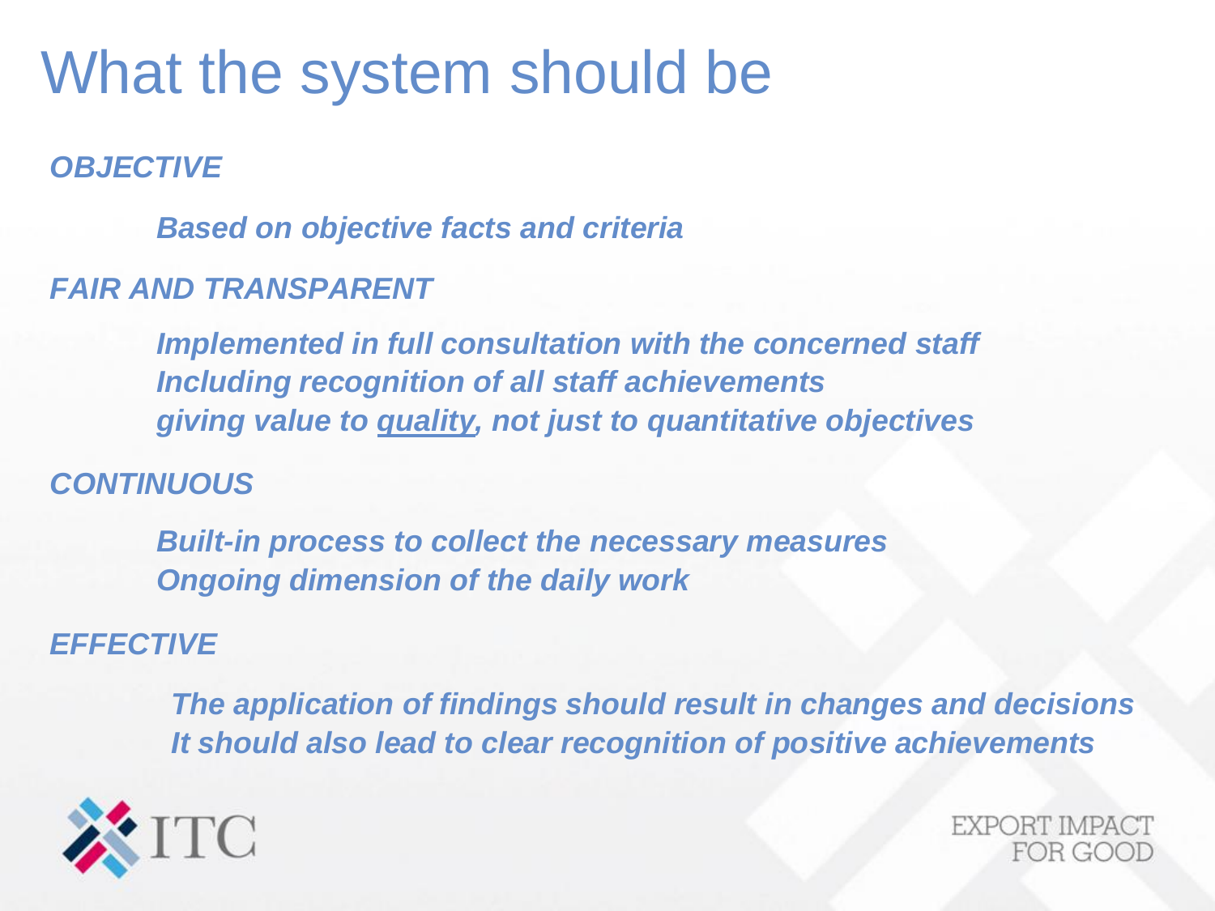# What the system should be

***OBJECTIVE***

- ***Based on objective facts and criteria***

***FAIR AND TRANSPARENT***

- ***Implemented in full consultation with the concerned staff***
- ***Including recognition of all staff achievements***
- ***giving value to <u>quality</u>, not just to quantitative objectives***

***CONTINUOUS***

- ***Built-in process to collect the necessary measures***
- ***Ongoing dimension of the daily work***

***EFFECTIVE***

- ***The application of findings should result in changes and decisions***
- ***It should also lead to clear recognition of positive achievements***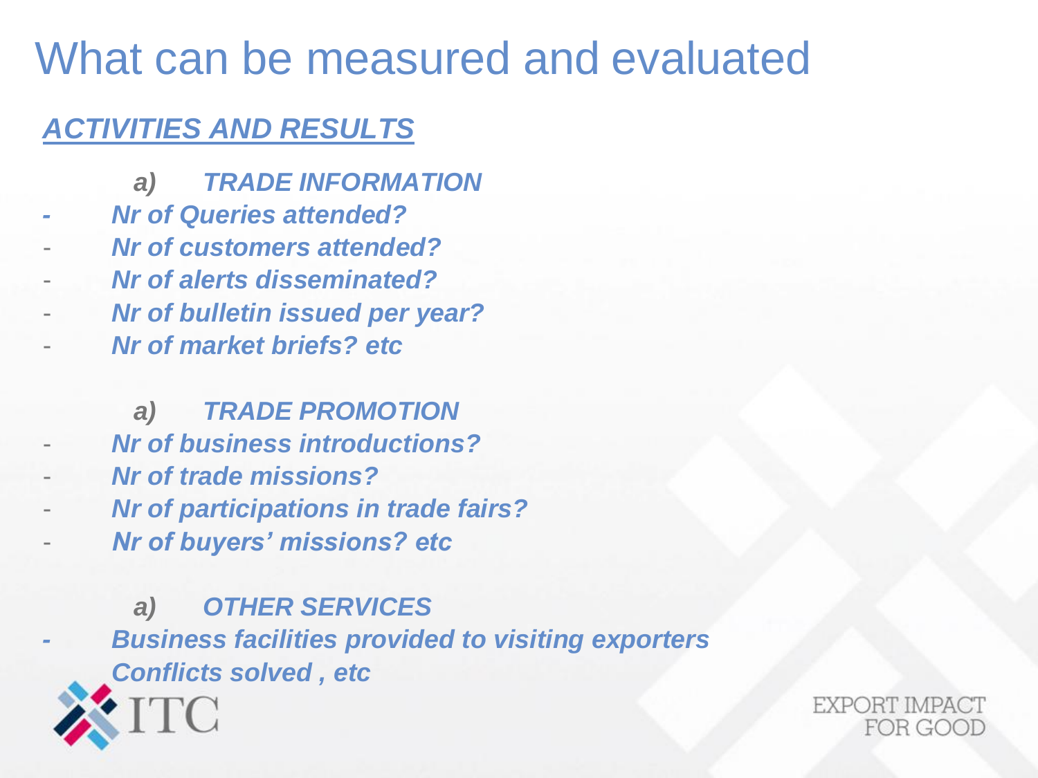# What can be measured and evaluated

***ACTIVITIES AND RESULTS***

***a) TRADE INFORMATION***

- ***Nr of Queries attended?***
- ***Nr of customers attended?***
- ***Nr of alerts disseminated?***
- ***Nr of bulletin issued per year?***
- ***Nr of market briefs? etc***

***a) TRADE PROMOTION***

- ***Nr of business introductions?***
- ***Nr of trade missions?***
- ***Nr of participations in trade fairs?***
- ***Nr of buyers' missions? etc***

***a) OTHER SERVICES***

- ***Business facilities provided to visiting exporters***
  ***Conflicts solved , etc***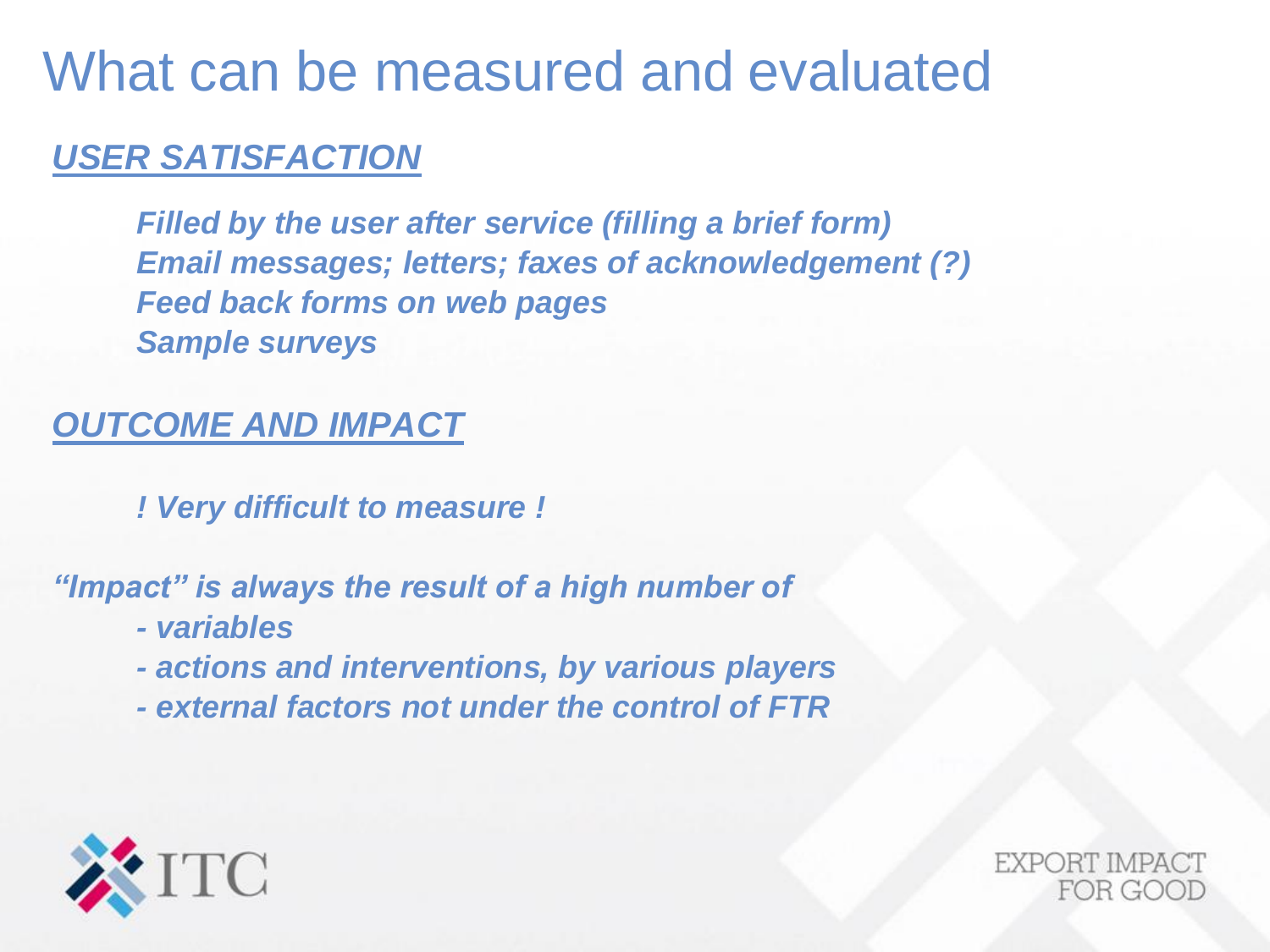# What can be measured and evaluated

## ***USER SATISFACTION***

***Filled by the user after service (filling a brief form)***
***Email messages; letters; faxes of acknowledgement (?)***
***Feed back forms on web pages***
***Sample surveys***

## ***OUTCOME AND IMPACT***

***! Very difficult to measure !***

***"Impact" is always the result of a high number of***

- ***variables***
- ***actions and interventions, by various players***
- ***external factors not under the control of FTR***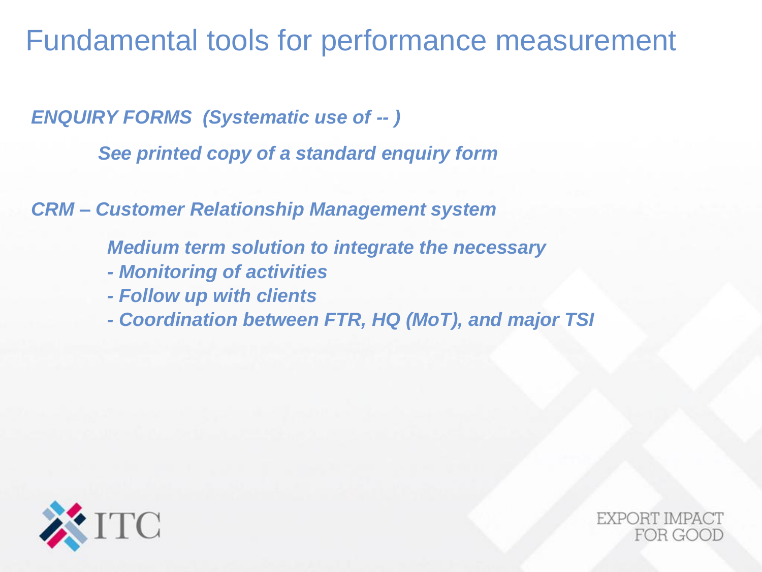# Fundamental tools for performance measurement

***ENQUIRY FORMS (Systematic use of -- )***

***See printed copy of a standard enquiry form***

***CRM – Customer Relationship Management system***

***Medium term solution to integrate the necessary***

- ***Monitoring of activities***
- ***Follow up with clients***
- ***Coordination between FTR, HQ (MoT), and major TSI***

ITC

EXPORT IMPACT FOR GOOD